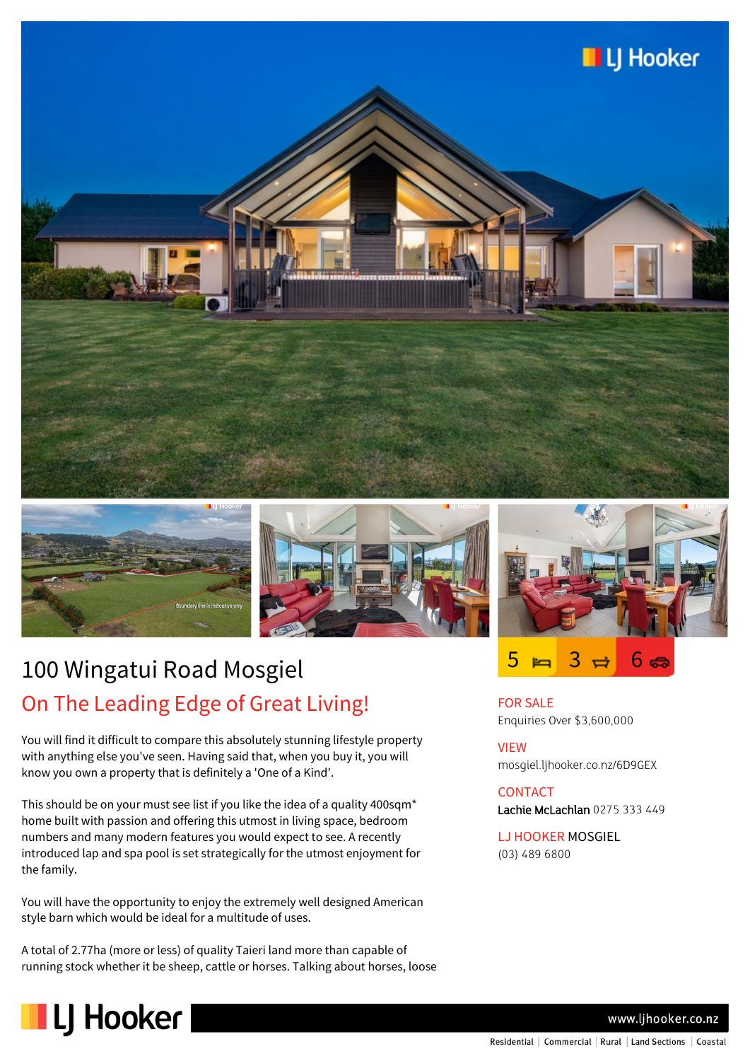# 100 Wingatui Road Mosgiel

## On The Leading Edge of Great Living!

5 | 3 | 6

**FOR SALE**
Enquiries Over $3,600,000

**VIEW**
mosgiel.ljhooker.co.nz/6D9GEX

**CONTACT**
**Lachie McLachlan** 0275 333 449

**LJ HOOKER MOSGIEL**
(03) 489 6800

You will find it difficult to compare this absolutely stunning lifestyle property with anything else you've seen. Having said that, when you buy it, you will know you own a property that is definitely a 'One of a Kind'.

This should be on your must see list if you like the idea of a quality 400sqm* home built with passion and offering this utmost in living space, bedroom numbers and many modern features you would expect to see. A recently introduced lap and spa pool is set strategically for the utmost enjoyment for the family.

You will have the opportunity to enjoy the extremely well designed American style barn which would be ideal for a multitude of uses.

A total of 2.77ha (more or less) of quality Taieri land more than capable of running stock whether it be sheep, cattle or horses. Talking about horses, loose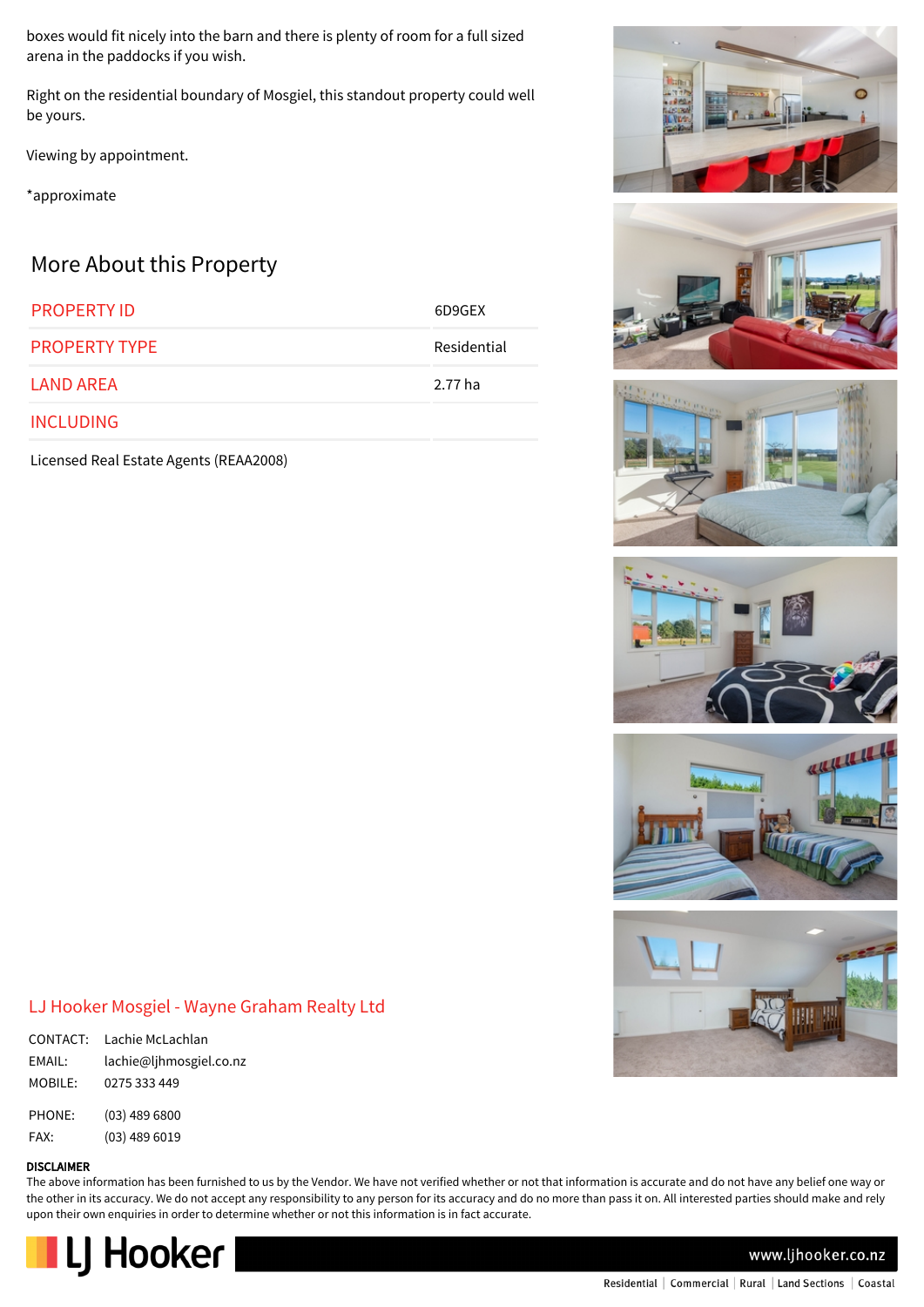boxes would fit nicely into the barn and there is plenty of room for a full sized arena in the paddocks if you wish.

Right on the residential boundary of Mosgiel, this standout property could well be yours.

Viewing by appointment.

*approximate

## More About this Property

| | |
|---|---|
| PROPERTY ID | 6D9GEX |
| PROPERTY TYPE | Residential |
| LAND AREA | 2.77 ha |
| INCLUDING | |

Licensed Real Estate Agents (REAA2008)

### LJ Hooker Mosgiel - Wayne Graham Realty Ltd

CONTACT: Lachie McLachlan
EMAIL: lachie@ljhmosgiel.co.nz
MOBILE: 0275 333 449

PHONE: (03) 489 6800
FAX: (03) 489 6019

**DISCLAIMER**
The above information has been furnished to us by the Vendor. We have not verified whether or not that information is accurate and do not have any belief one way or the other in its accuracy. We do not accept any responsibility to any person for its accuracy and do no more than pass it on. All interested parties should make and rely upon their own enquiries in order to determine whether or not this information is in fact accurate.

LJ Hooker www.ljhooker.co.nz

Residential | Commercial | Rural | Land Sections | Coastal